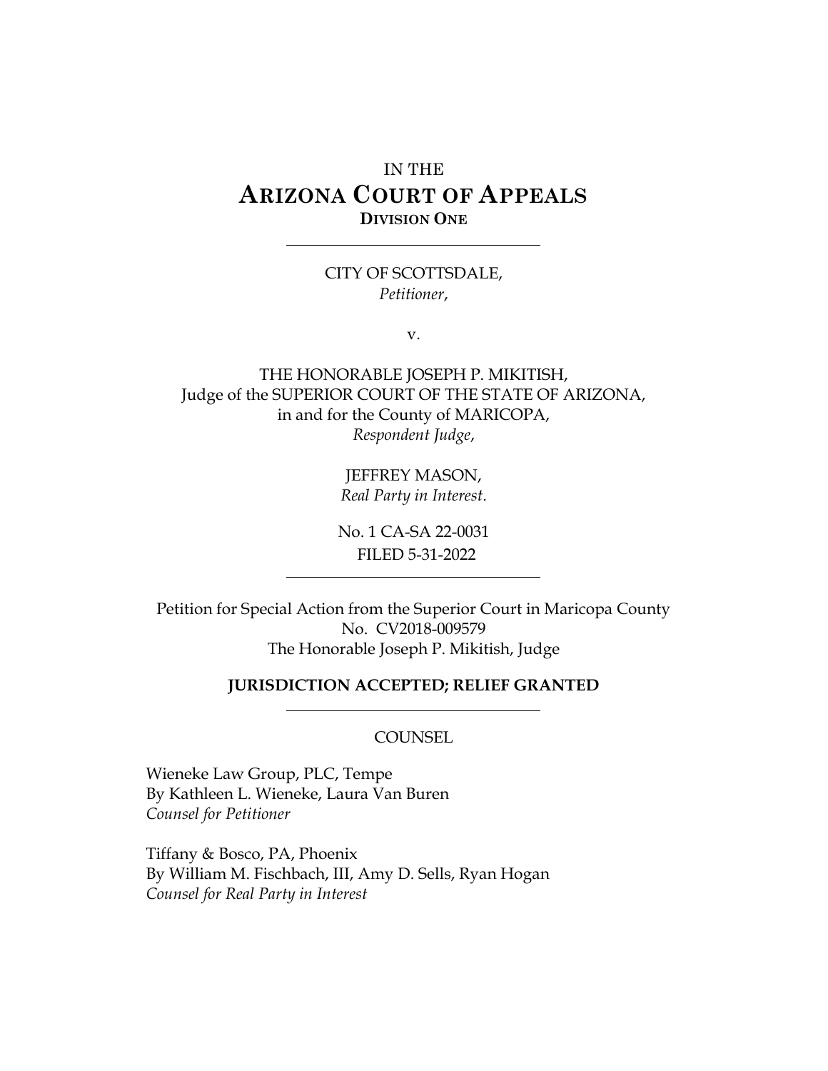IN THE

# ARIZONA COURT OF APPEALS

**DIVISION ONE**

---

CITY OF SCOTTSDALE,
*Petitioner*,

v.

THE HONORABLE JOSEPH P. MIKITISH,
Judge of the SUPERIOR COURT OF THE STATE OF ARIZONA,
in and for the County of MARICOPA,
*Respondent Judge*,

JEFFREY MASON,
*Real Party in Interest*.

No. 1 CA-SA 22-0031
FILED 5-31-2022

---

Petition for Special Action from the Superior Court in Maricopa County
No. CV2018-009579
The Honorable Joseph P. Mikitish, Judge

**JURISDICTION ACCEPTED; RELIEF GRANTED**

---

COUNSEL

Wieneke Law Group, PLC, Tempe
By Kathleen L. Wieneke, Laura Van Buren
*Counsel for Petitioner*

Tiffany & Bosco, PA, Phoenix
By William M. Fischbach, III, Amy D. Sells, Ryan Hogan
*Counsel for Real Party in Interest*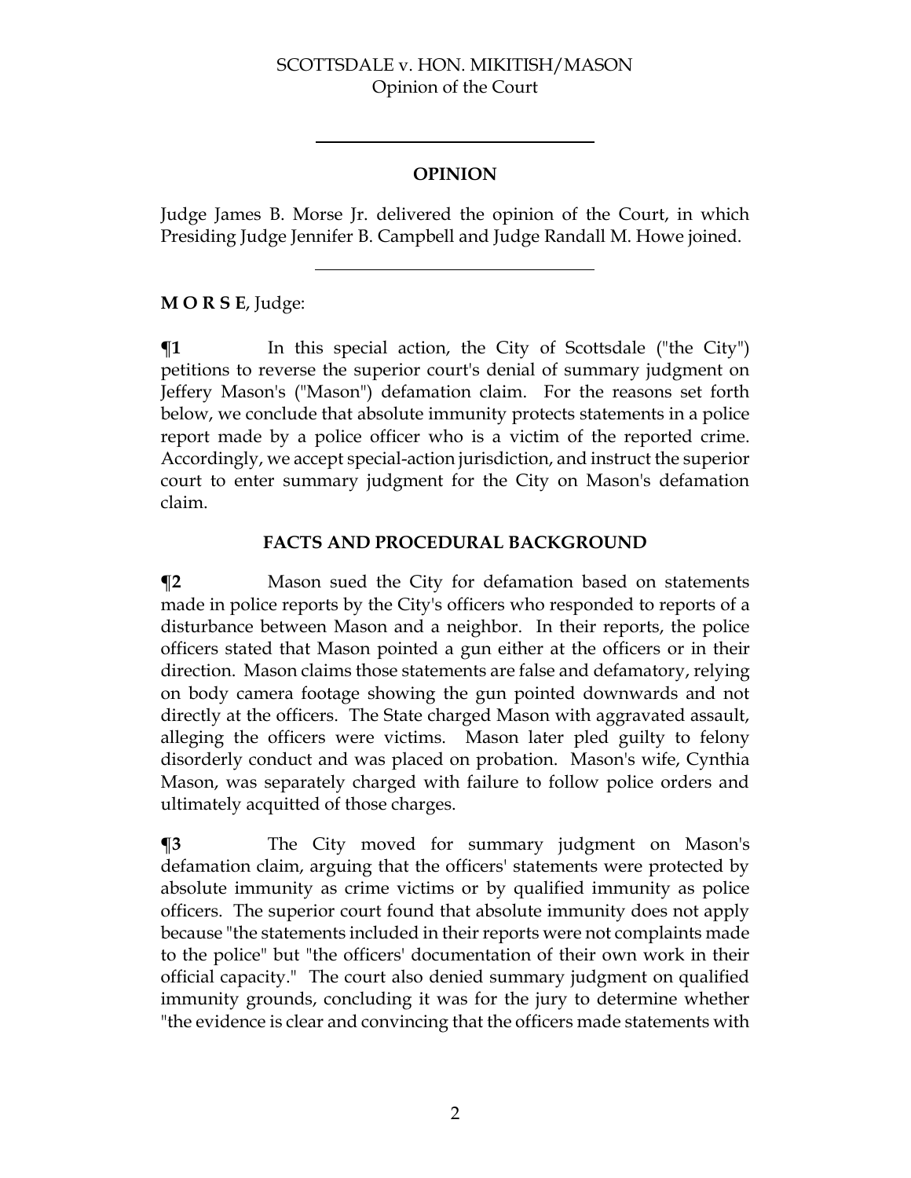## OPINION

Judge James B. Morse Jr. delivered the opinion of the Court, in which Presiding Judge Jennifer B. Campbell and Judge Randall M. Howe joined.

**M O R S E**, Judge:

**¶1** In this special action, the City of Scottsdale ("the City") petitions to reverse the superior court's denial of summary judgment on Jeffery Mason's ("Mason") defamation claim. For the reasons set forth below, we conclude that absolute immunity protects statements in a police report made by a police officer who is a victim of the reported crime. Accordingly, we accept special-action jurisdiction, and instruct the superior court to enter summary judgment for the City on Mason's defamation claim.

### FACTS AND PROCEDURAL BACKGROUND

**¶2** Mason sued the City for defamation based on statements made in police reports by the City's officers who responded to reports of a disturbance between Mason and a neighbor. In their reports, the police officers stated that Mason pointed a gun either at the officers or in their direction. Mason claims those statements are false and defamatory, relying on body camera footage showing the gun pointed downwards and not directly at the officers. The State charged Mason with aggravated assault, alleging the officers were victims. Mason later pled guilty to felony disorderly conduct and was placed on probation. Mason's wife, Cynthia Mason, was separately charged with failure to follow police orders and ultimately acquitted of those charges.

**¶3** The City moved for summary judgment on Mason's defamation claim, arguing that the officers' statements were protected by absolute immunity as crime victims or by qualified immunity as police officers. The superior court found that absolute immunity does not apply because "the statements included in their reports were not complaints made to the police" but "the officers' documentation of their own work in their official capacity." The court also denied summary judgment on qualified immunity grounds, concluding it was for the jury to determine whether "the evidence is clear and convincing that the officers made statements with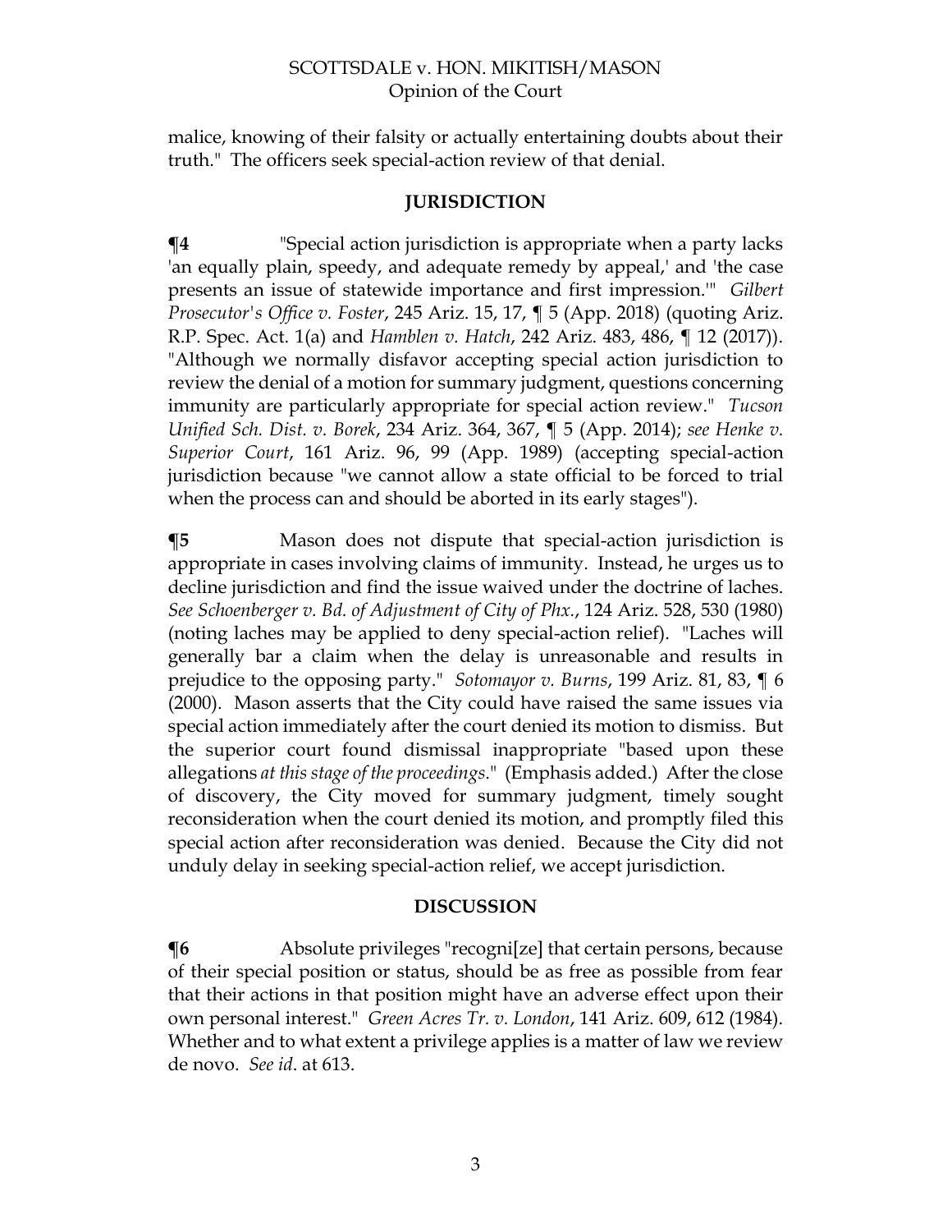malice, knowing of their falsity or actually entertaining doubts about their truth." The officers seek special-action review of that denial.

## JURISDICTION

**¶4** "Special action jurisdiction is appropriate when a party lacks 'an equally plain, speedy, and adequate remedy by appeal,' and 'the case presents an issue of statewide importance and first impression.'" *Gilbert Prosecutor's Office v. Foster*, 245 Ariz. 15, 17, ¶ 5 (App. 2018) (quoting Ariz. R.P. Spec. Act. 1(a) and *Hamblen v. Hatch*, 242 Ariz. 483, 486, ¶ 12 (2017)). "Although we normally disfavor accepting special action jurisdiction to review the denial of a motion for summary judgment, questions concerning immunity are particularly appropriate for special action review." *Tucson Unified Sch. Dist. v. Borek*, 234 Ariz. 364, 367, ¶ 5 (App. 2014); *see Henke v. Superior Court*, 161 Ariz. 96, 99 (App. 1989) (accepting special-action jurisdiction because "we cannot allow a state official to be forced to trial when the process can and should be aborted in its early stages").

**¶5** Mason does not dispute that special-action jurisdiction is appropriate in cases involving claims of immunity. Instead, he urges us to decline jurisdiction and find the issue waived under the doctrine of laches. *See Schoenberger v. Bd. of Adjustment of City of Phx.*, 124 Ariz. 528, 530 (1980) (noting laches may be applied to deny special-action relief). "Laches will generally bar a claim when the delay is unreasonable and results in prejudice to the opposing party." *Sotomayor v. Burns*, 199 Ariz. 81, 83, ¶ 6 (2000). Mason asserts that the City could have raised the same issues via special action immediately after the court denied its motion to dismiss. But the superior court found dismissal inappropriate "based upon these allegations *at this stage of the proceedings*." (Emphasis added.) After the close of discovery, the City moved for summary judgment, timely sought reconsideration when the court denied its motion, and promptly filed this special action after reconsideration was denied. Because the City did not unduly delay in seeking special-action relief, we accept jurisdiction.

## DISCUSSION

**¶6** Absolute privileges "recogni[ze] that certain persons, because of their special position or status, should be as free as possible from fear that their actions in that position might have an adverse effect upon their own personal interest." *Green Acres Tr. v. London*, 141 Ariz. 609, 612 (1984). Whether and to what extent a privilege applies is a matter of law we review de novo. *See id*. at 613.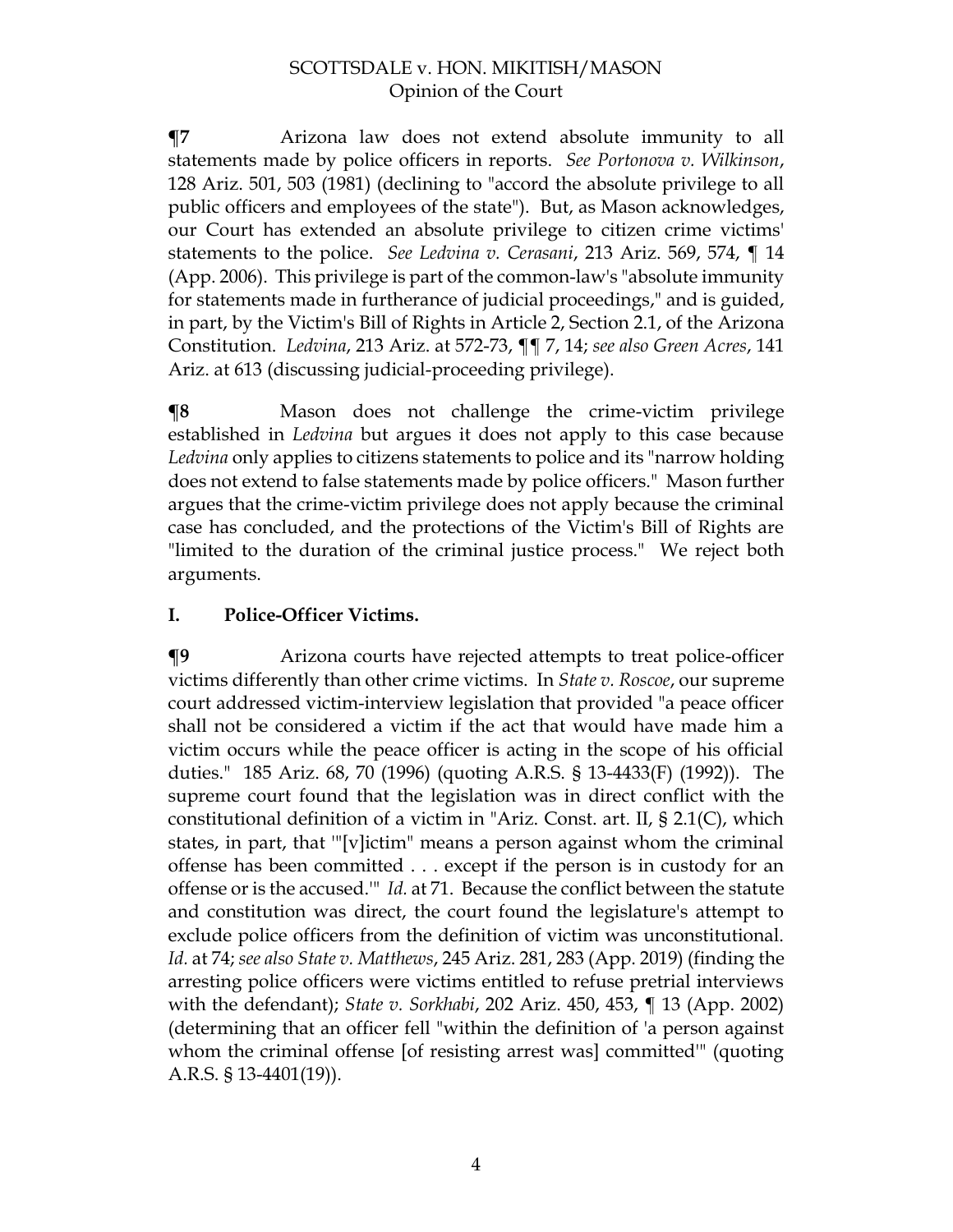**¶7** Arizona law does not extend absolute immunity to all statements made by police officers in reports. *See Portonova v. Wilkinson*, 128 Ariz. 501, 503 (1981) (declining to "accord the absolute privilege to all public officers and employees of the state"). But, as Mason acknowledges, our Court has extended an absolute privilege to citizen crime victims' statements to the police. *See Ledvina v. Cerasani*, 213 Ariz. 569, 574, ¶ 14 (App. 2006). This privilege is part of the common-law's "absolute immunity for statements made in furtherance of judicial proceedings," and is guided, in part, by the Victim's Bill of Rights in Article 2, Section 2.1, of the Arizona Constitution. *Ledvina*, 213 Ariz. at 572-73, ¶¶ 7, 14; *see also Green Acres*, 141 Ariz. at 613 (discussing judicial-proceeding privilege).

**¶8** Mason does not challenge the crime-victim privilege established in *Ledvina* but argues it does not apply to this case because *Ledvina* only applies to citizens statements to police and its "narrow holding does not extend to false statements made by police officers." Mason further argues that the crime-victim privilege does not apply because the criminal case has concluded, and the protections of the Victim's Bill of Rights are "limited to the duration of the criminal justice process." We reject both arguments.

## I. Police-Officer Victims.

**¶9** Arizona courts have rejected attempts to treat police-officer victims differently than other crime victims. In *State v. Roscoe*, our supreme court addressed victim-interview legislation that provided "a peace officer shall not be considered a victim if the act that would have made him a victim occurs while the peace officer is acting in the scope of his official duties." 185 Ariz. 68, 70 (1996) (quoting A.R.S. § 13-4433(F) (1992)). The supreme court found that the legislation was in direct conflict with the constitutional definition of a victim in "Ariz. Const. art. II, § 2.1(C), which states, in part, that '"[v]ictim" means a person against whom the criminal offense has been committed . . . except if the person is in custody for an offense or is the accused.'" *Id.* at 71. Because the conflict between the statute and constitution was direct, the court found the legislature's attempt to exclude police officers from the definition of victim was unconstitutional. *Id.* at 74; *see also State v. Matthews*, 245 Ariz. 281, 283 (App. 2019) (finding the arresting police officers were victims entitled to refuse pretrial interviews with the defendant); *State v. Sorkhabi*, 202 Ariz. 450, 453, ¶ 13 (App. 2002) (determining that an officer fell "within the definition of 'a person against whom the criminal offense [of resisting arrest was] committed'" (quoting A.R.S. § 13-4401(19)).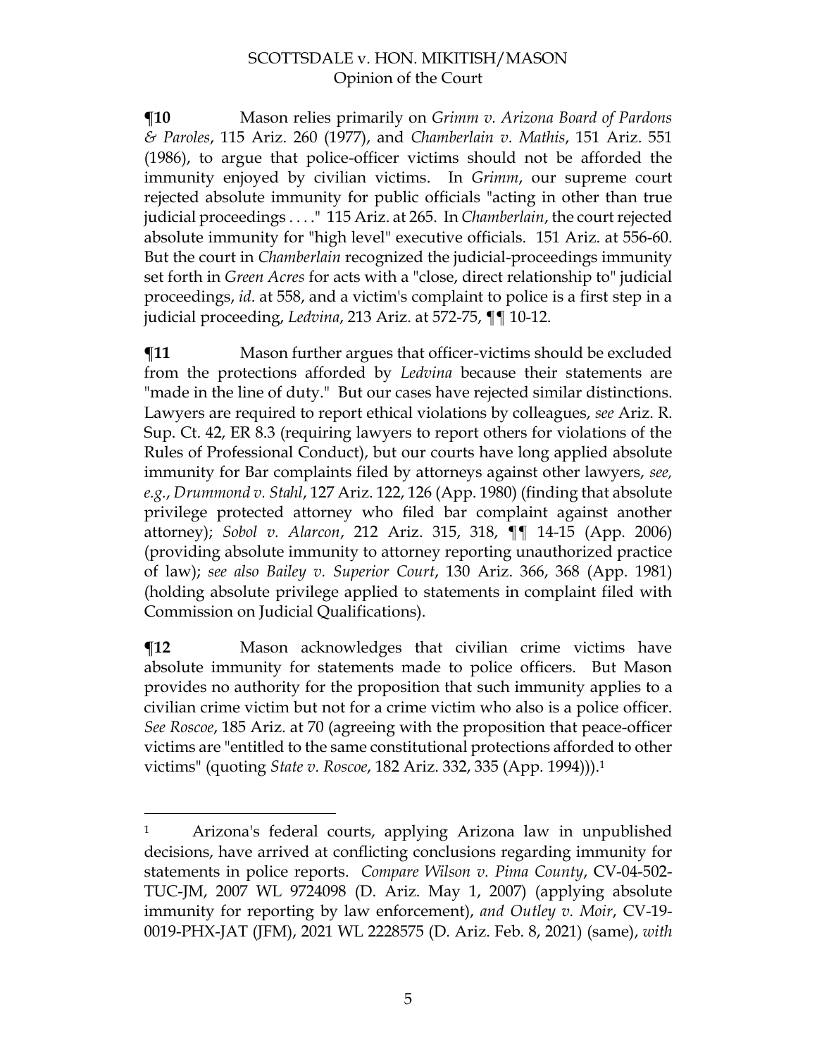**¶10** Mason relies primarily on *Grimm v. Arizona Board of Pardons & Paroles*, 115 Ariz. 260 (1977), and *Chamberlain v. Mathis*, 151 Ariz. 551 (1986), to argue that police-officer victims should not be afforded the immunity enjoyed by civilian victims. In *Grimm*, our supreme court rejected absolute immunity for public officials "acting in other than true judicial proceedings . . . ." 115 Ariz. at 265. In *Chamberlain*, the court rejected absolute immunity for "high level" executive officials. 151 Ariz. at 556-60. But the court in *Chamberlain* recognized the judicial-proceedings immunity set forth in *Green Acres* for acts with a "close, direct relationship to" judicial proceedings, *id*. at 558, and a victim's complaint to police is a first step in a judicial proceeding, *Ledvina*, 213 Ariz. at 572-75, ¶¶ 10-12.

**¶11** Mason further argues that officer-victims should be excluded from the protections afforded by *Ledvina* because their statements are "made in the line of duty." But our cases have rejected similar distinctions. Lawyers are required to report ethical violations by colleagues, *see* Ariz. R. Sup. Ct. 42, ER 8.3 (requiring lawyers to report others for violations of the Rules of Professional Conduct), but our courts have long applied absolute immunity for Bar complaints filed by attorneys against other lawyers, *see, e.g.*, *Drummond v. Stahl*, 127 Ariz. 122, 126 (App. 1980) (finding that absolute privilege protected attorney who filed bar complaint against another attorney); *Sobol v. Alarcon*, 212 Ariz. 315, 318, ¶¶ 14-15 (App. 2006) (providing absolute immunity to attorney reporting unauthorized practice of law); *see also Bailey v. Superior Court*, 130 Ariz. 366, 368 (App. 1981) (holding absolute privilege applied to statements in complaint filed with Commission on Judicial Qualifications).

**¶12** Mason acknowledges that civilian crime victims have absolute immunity for statements made to police officers. But Mason provides no authority for the proposition that such immunity applies to a civilian crime victim but not for a crime victim who also is a police officer. *See Roscoe*, 185 Ariz. at 70 (agreeing with the proposition that peace-officer victims are "entitled to the same constitutional protections afforded to other victims" (quoting *State v. Roscoe*, 182 Ariz. 332, 335 (App. 1994))).[1]

---

[1] Arizona's federal courts, applying Arizona law in unpublished decisions, have arrived at conflicting conclusions regarding immunity for statements in police reports. *Compare Wilson v. Pima County*, CV-04-502-TUC-JM, 2007 WL 9724098 (D. Ariz. May 1, 2007) (applying absolute immunity for reporting by law enforcement), *and Outley v. Moir*, CV-19-0019-PHX-JAT (JFM), 2021 WL 2228575 (D. Ariz. Feb. 8, 2021) (same), *with*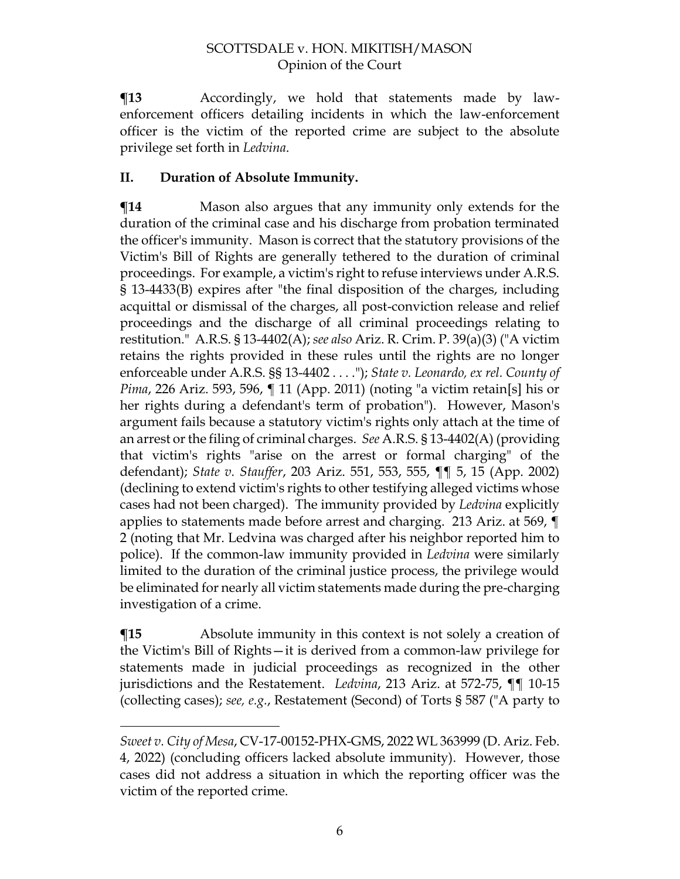**¶13** Accordingly, we hold that statements made by law-enforcement officers detailing incidents in which the law-enforcement officer is the victim of the reported crime are subject to the absolute privilege set forth in *Ledvina*.

## II. Duration of Absolute Immunity.

**¶14** Mason also argues that any immunity only extends for the duration of the criminal case and his discharge from probation terminated the officer's immunity. Mason is correct that the statutory provisions of the Victim's Bill of Rights are generally tethered to the duration of criminal proceedings. For example, a victim's right to refuse interviews under A.R.S. § 13-4433(B) expires after "the final disposition of the charges, including acquittal or dismissal of the charges, all post-conviction release and relief proceedings and the discharge of all criminal proceedings relating to restitution." A.R.S. § 13-4402(A); *see also* Ariz. R. Crim. P. 39(a)(3) ("A victim retains the rights provided in these rules until the rights are no longer enforceable under A.R.S. §§ 13-4402 . . . ."); *State v. Leonardo, ex rel. County of Pima*, 226 Ariz. 593, 596, ¶ 11 (App. 2011) (noting "a victim retain[s] his or her rights during a defendant's term of probation"). However, Mason's argument fails because a statutory victim's rights only attach at the time of an arrest or the filing of criminal charges. *See* A.R.S. § 13-4402(A) (providing that victim's rights "arise on the arrest or formal charging" of the defendant); *State v. Stauffer*, 203 Ariz. 551, 553, 555, ¶¶ 5, 15 (App. 2002) (declining to extend victim's rights to other testifying alleged victims whose cases had not been charged). The immunity provided by *Ledvina* explicitly applies to statements made before arrest and charging. 213 Ariz. at 569, ¶ 2 (noting that Mr. Ledvina was charged after his neighbor reported him to police). If the common-law immunity provided in *Ledvina* were similarly limited to the duration of the criminal justice process, the privilege would be eliminated for nearly all victim statements made during the pre-charging investigation of a crime.

**¶15** Absolute immunity in this context is not solely a creation of the Victim's Bill of Rights—it is derived from a common-law privilege for statements made in judicial proceedings as recognized in the other jurisdictions and the Restatement. *Ledvina*, 213 Ariz. at 572-75, ¶¶ 10-15 (collecting cases); *see, e.g.*, Restatement (Second) of Torts § 587 ("A party to

---

*Sweet v. City of Mesa*, CV-17-00152-PHX-GMS, 2022 WL 363999 (D. Ariz. Feb. 4, 2022) (concluding officers lacked absolute immunity). However, those cases did not address a situation in which the reporting officer was the victim of the reported crime.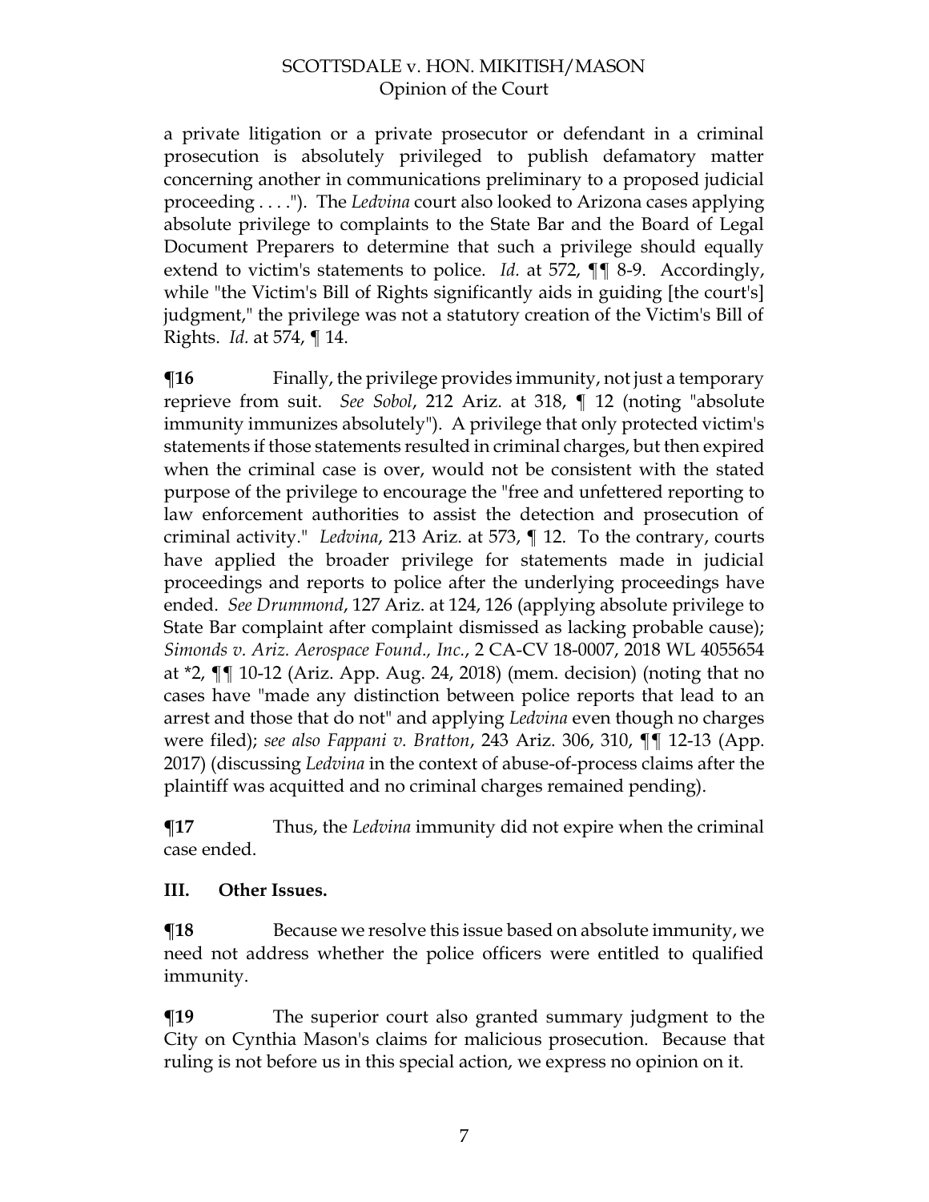a private litigation or a private prosecutor or defendant in a criminal prosecution is absolutely privileged to publish defamatory matter concerning another in communications preliminary to a proposed judicial proceeding . . . ."). The *Ledvina* court also looked to Arizona cases applying absolute privilege to complaints to the State Bar and the Board of Legal Document Preparers to determine that such a privilege should equally extend to victim's statements to police. *Id.* at 572, ¶¶ 8-9. Accordingly, while "the Victim's Bill of Rights significantly aids in guiding [the court's] judgment," the privilege was not a statutory creation of the Victim's Bill of Rights. *Id.* at 574, ¶ 14.

**¶16** Finally, the privilege provides immunity, not just a temporary reprieve from suit. *See Sobol*, 212 Ariz. at 318, ¶ 12 (noting "absolute immunity immunizes absolutely"). A privilege that only protected victim's statements if those statements resulted in criminal charges, but then expired when the criminal case is over, would not be consistent with the stated purpose of the privilege to encourage the "free and unfettered reporting to law enforcement authorities to assist the detection and prosecution of criminal activity." *Ledvina*, 213 Ariz. at 573, ¶ 12. To the contrary, courts have applied the broader privilege for statements made in judicial proceedings and reports to police after the underlying proceedings have ended. *See Drummond*, 127 Ariz. at 124, 126 (applying absolute privilege to State Bar complaint after complaint dismissed as lacking probable cause); *Simonds v. Ariz. Aerospace Found., Inc.*, 2 CA-CV 18-0007, 2018 WL 4055654 at *2, ¶¶ 10-12 (Ariz. App. Aug. 24, 2018) (mem. decision) (noting that no cases have "made any distinction between police reports that lead to an arrest and those that do not" and applying *Ledvina* even though no charges were filed); *see also Fappani v. Bratton*, 243 Ariz. 306, 310, ¶¶ 12-13 (App. 2017) (discussing *Ledvina* in the context of abuse-of-process claims after the plaintiff was acquitted and no criminal charges remained pending).

**¶17** Thus, the *Ledvina* immunity did not expire when the criminal case ended.

### III. Other Issues.

**¶18** Because we resolve this issue based on absolute immunity, we need not address whether the police officers were entitled to qualified immunity.

**¶19** The superior court also granted summary judgment to the City on Cynthia Mason's claims for malicious prosecution. Because that ruling is not before us in this special action, we express no opinion on it.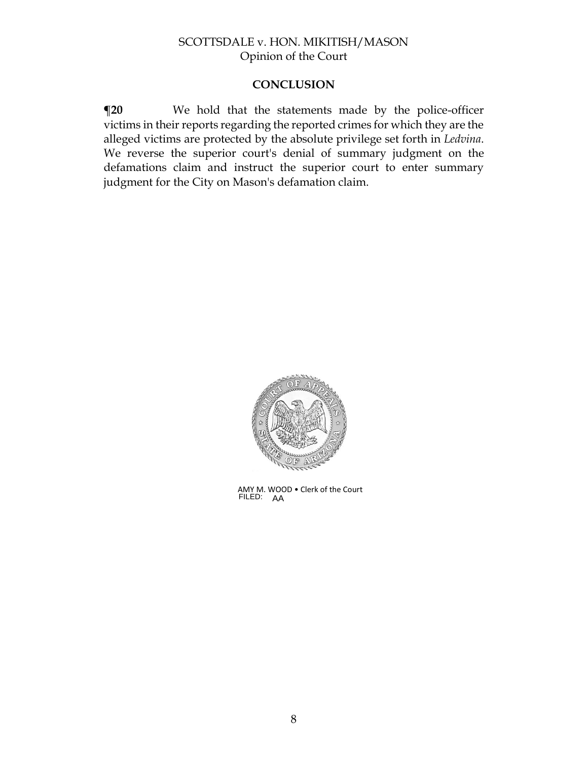## CONCLUSION

**¶20** We hold that the statements made by the police-officer victims in their reports regarding the reported crimes for which they are the alleged victims are protected by the absolute privilege set forth in *Ledvina*. We reverse the superior court's denial of summary judgment on the defamations claim and instruct the superior court to enter summary judgment for the City on Mason's defamation claim.

AMY M. WOOD • Clerk of the Court
FILED: AA